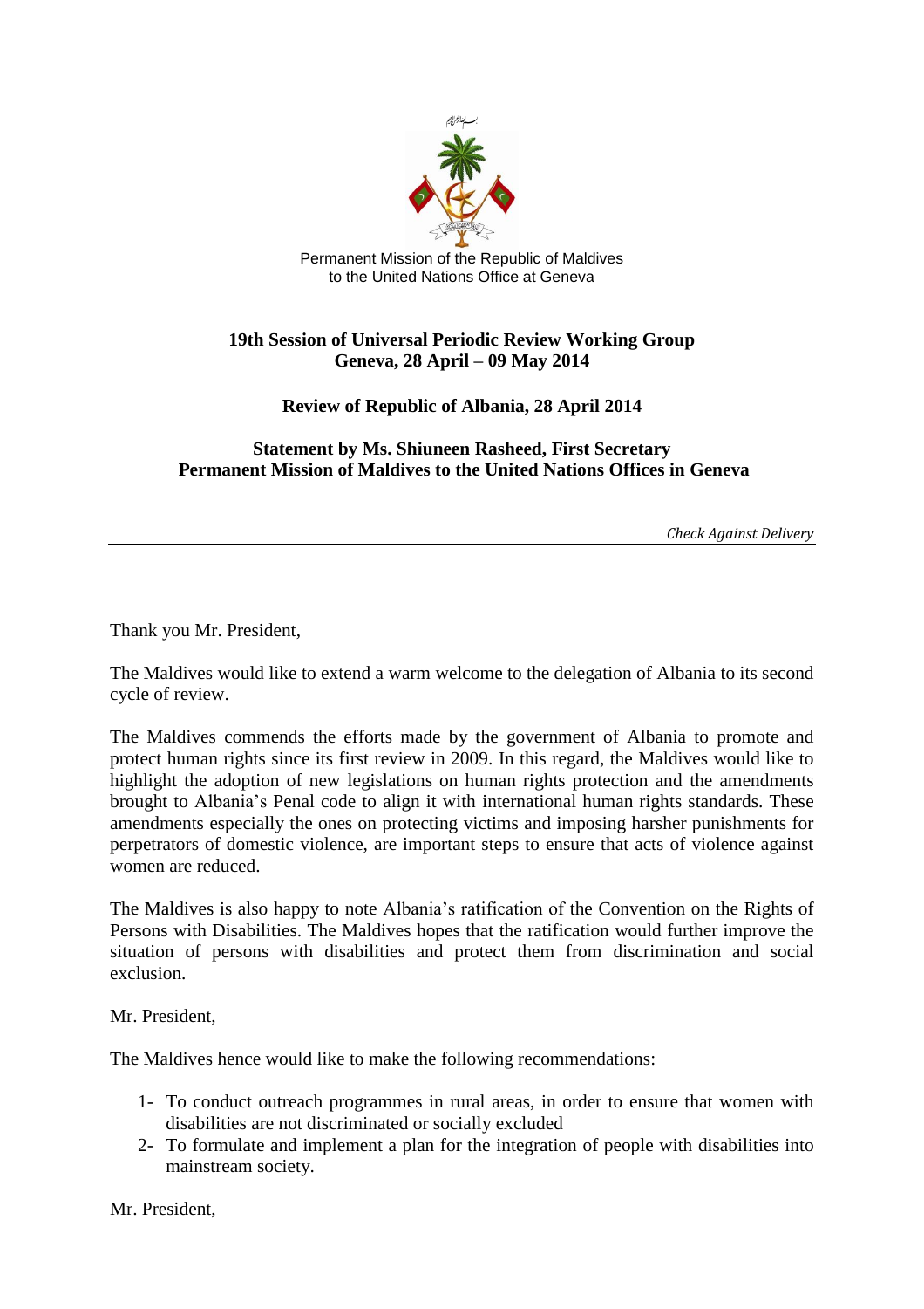Permanent Mission of the Republic of Maldives
to the United Nations Office at Geneva

**19th Session of Universal Periodic Review Working Group**
**Geneva, 28 April – 09 May 2014**

**Review of Republic of Albania, 28 April 2014**

**Statement by Ms. Shiuneen Rasheed, First Secretary**
**Permanent Mission of Maldives to the United Nations Offices in Geneva**

*Check Against Delivery*

---

Thank you Mr. President,

The Maldives would like to extend a warm welcome to the delegation of Albania to its second cycle of review.

The Maldives commends the efforts made by the government of Albania to promote and protect human rights since its first review in 2009. In this regard, the Maldives would like to highlight the adoption of new legislations on human rights protection and the amendments brought to Albania's Penal code to align it with international human rights standards. These amendments especially the ones on protecting victims and imposing harsher punishments for perpetrators of domestic violence, are important steps to ensure that acts of violence against women are reduced.

The Maldives is also happy to note Albania's ratification of the Convention on the Rights of Persons with Disabilities. The Maldives hopes that the ratification would further improve the situation of persons with disabilities and protect them from discrimination and social exclusion.

Mr. President,

The Maldives hence would like to make the following recommendations:

1- To conduct outreach programmes in rural areas, in order to ensure that women with disabilities are not discriminated or socially excluded
2- To formulate and implement a plan for the integration of people with disabilities into mainstream society.

Mr. President,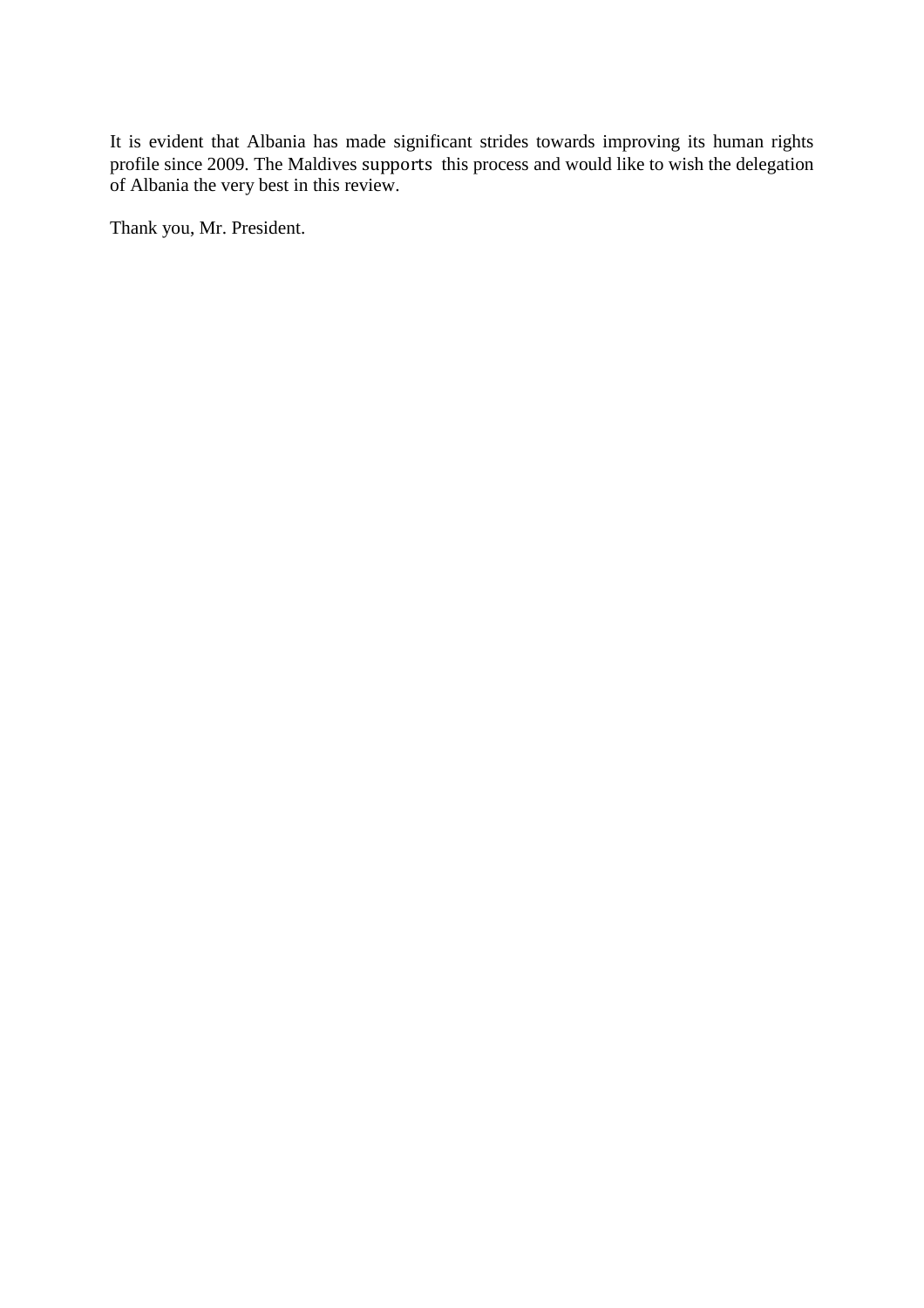It is evident that Albania has made significant strides towards improving its human rights profile since 2009. The Maldives supports this process and would like to wish the delegation of Albania the very best in this review.

Thank you, Mr. President.